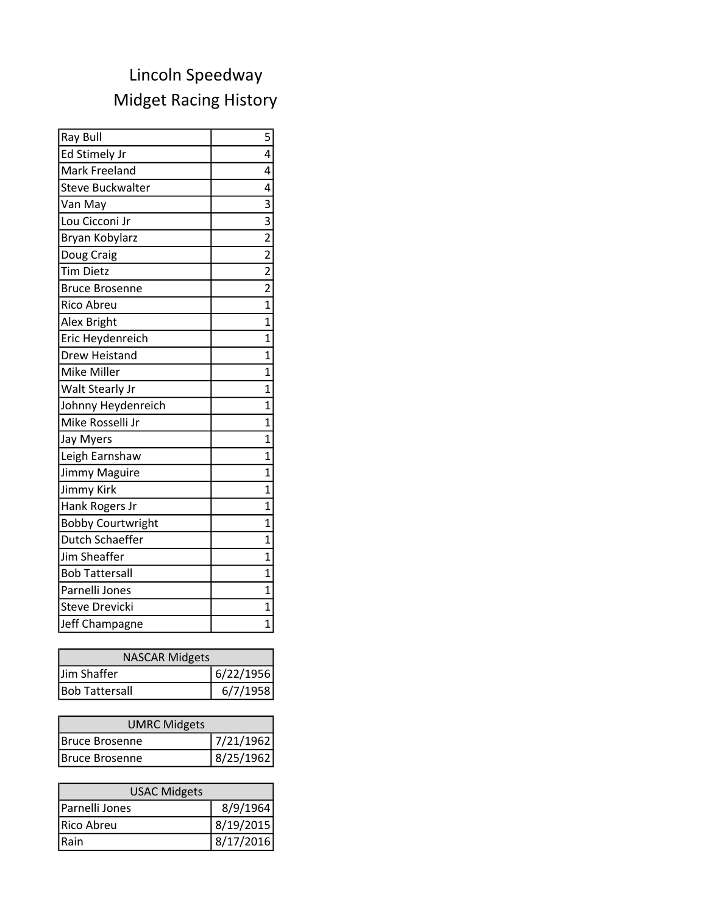# Lincoln Speedway
## Midget Racing History

| Driver | Wins |
|---|---|
| Ray Bull | 5 |
| Ed Stimely Jr | 4 |
| Mark Freeland | 4 |
| Steve Buckwalter | 4 |
| Van May | 3 |
| Lou Cicconi Jr | 3 |
| Bryan Kobylarz | 2 |
| Doug Craig | 2 |
| Tim Dietz | 2 |
| Bruce Brosenne | 2 |
| Rico Abreu | 1 |
| Alex Bright | 1 |
| Eric Heydenreich | 1 |
| Drew Heistand | 1 |
| Mike Miller | 1 |
| Walt Stearly Jr | 1 |
| Johnny Heydenreich | 1 |
| Mike Rosselli Jr | 1 |
| Jay Myers | 1 |
| Leigh Earnshaw | 1 |
| Jimmy Maguire | 1 |
| Jimmy Kirk | 1 |
| Hank Rogers Jr | 1 |
| Bobby Courtwright | 1 |
| Dutch Schaeffer | 1 |
| Jim Sheaffer | 1 |
| Bob Tattersall | 1 |
| Parnelli Jones | 1 |
| Steve Drevicki | 1 |
| Jeff Champagne | 1 |

| NASCAR Midgets | |
|---|---|
| Jim Shaffer | 6/22/1956 |
| Bob Tattersall | 6/7/1958 |

| UMRC Midgets | |
|---|---|
| Bruce Brosenne | 7/21/1962 |
| Bruce Brosenne | 8/25/1962 |

| USAC Midgets | |
|---|---|
| Parnelli Jones | 8/9/1964 |
| Rico Abreu | 8/19/2015 |
| Rain | 8/17/2016 |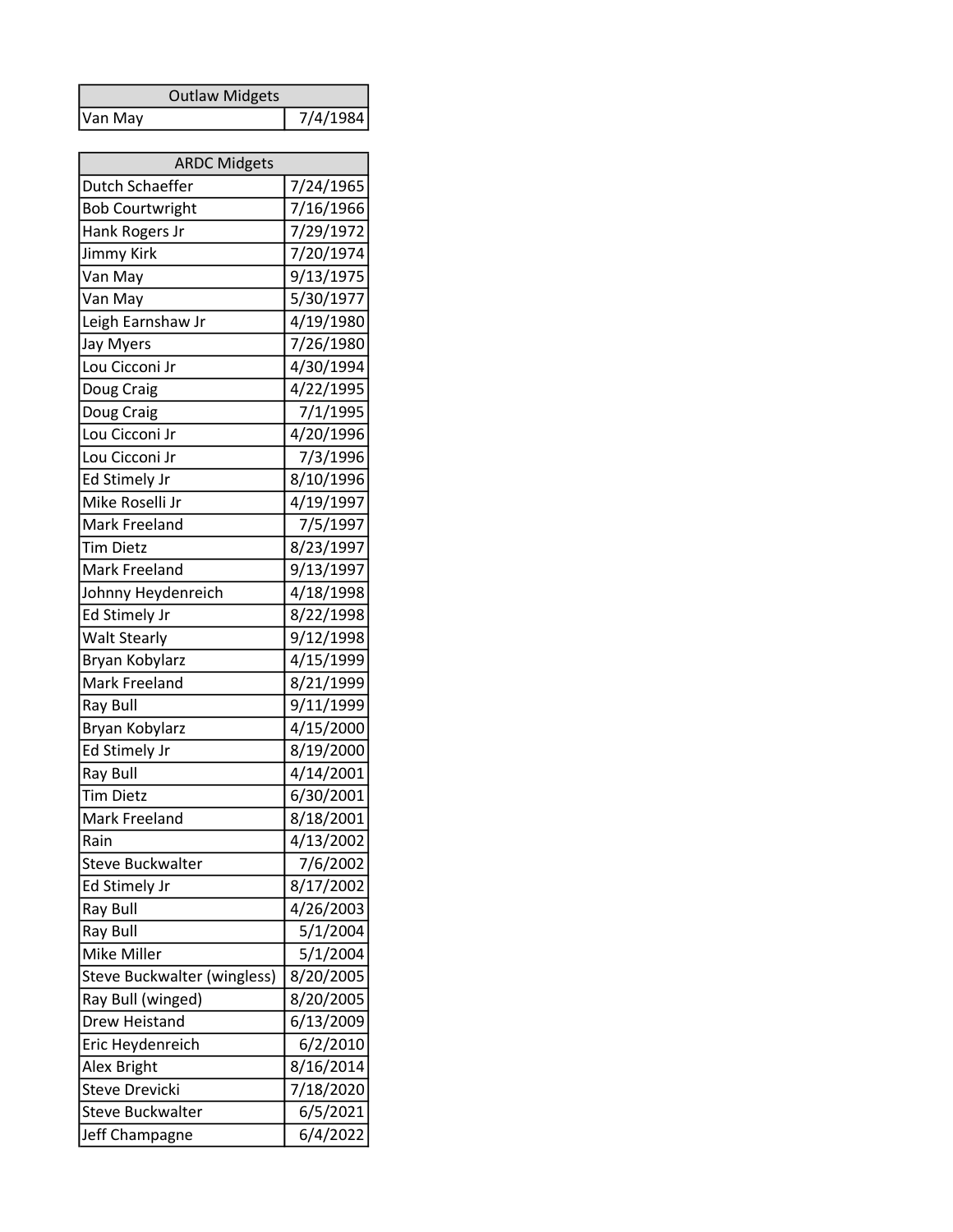| Outlaw Midgets | |
|---|---|
| Van May | 7/4/1984 |

| ARDC Midgets | |
|---|---|
| Dutch Schaeffer | 7/24/1965 |
| Bob Courtwright | 7/16/1966 |
| Hank Rogers Jr | 7/29/1972 |
| Jimmy Kirk | 7/20/1974 |
| Van May | 9/13/1975 |
| Van May | 5/30/1977 |
| Leigh Earnshaw Jr | 4/19/1980 |
| Jay Myers | 7/26/1980 |
| Lou Cicconi Jr | 4/30/1994 |
| Doug Craig | 4/22/1995 |
| Doug Craig | 7/1/1995 |
| Lou Cicconi Jr | 4/20/1996 |
| Lou Cicconi Jr | 7/3/1996 |
| Ed Stimely Jr | 8/10/1996 |
| Mike Roselli Jr | 4/19/1997 |
| Mark Freeland | 7/5/1997 |
| Tim Dietz | 8/23/1997 |
| Mark Freeland | 9/13/1997 |
| Johnny Heydenreich | 4/18/1998 |
| Ed Stimely Jr | 8/22/1998 |
| Walt Stearly | 9/12/1998 |
| Bryan Kobylarz | 4/15/1999 |
| Mark Freeland | 8/21/1999 |
| Ray Bull | 9/11/1999 |
| Bryan Kobylarz | 4/15/2000 |
| Ed Stimely Jr | 8/19/2000 |
| Ray Bull | 4/14/2001 |
| Tim Dietz | 6/30/2001 |
| Mark Freeland | 8/18/2001 |
| Rain | 4/13/2002 |
| Steve Buckwalter | 7/6/2002 |
| Ed Stimely Jr | 8/17/2002 |
| Ray Bull | 4/26/2003 |
| Ray Bull | 5/1/2004 |
| Mike Miller | 5/1/2004 |
| Steve Buckwalter (wingless) | 8/20/2005 |
| Ray Bull (winged) | 8/20/2005 |
| Drew Heistand | 6/13/2009 |
| Eric Heydenreich | 6/2/2010 |
| Alex Bright | 8/16/2014 |
| Steve Drevicki | 7/18/2020 |
| Steve Buckwalter | 6/5/2021 |
| Jeff Champagne | 6/4/2022 |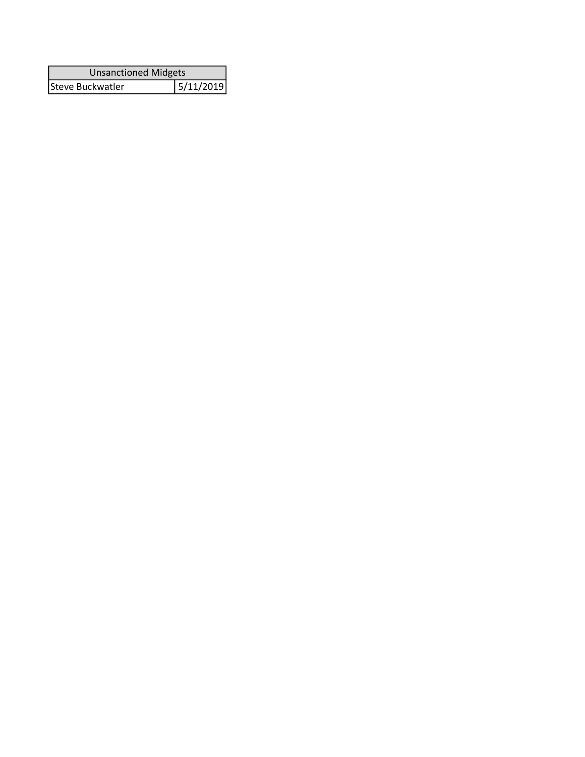| Unsanctioned Midgets | |
|---|---|
| Steve Buckwatler | 5/11/2019 |